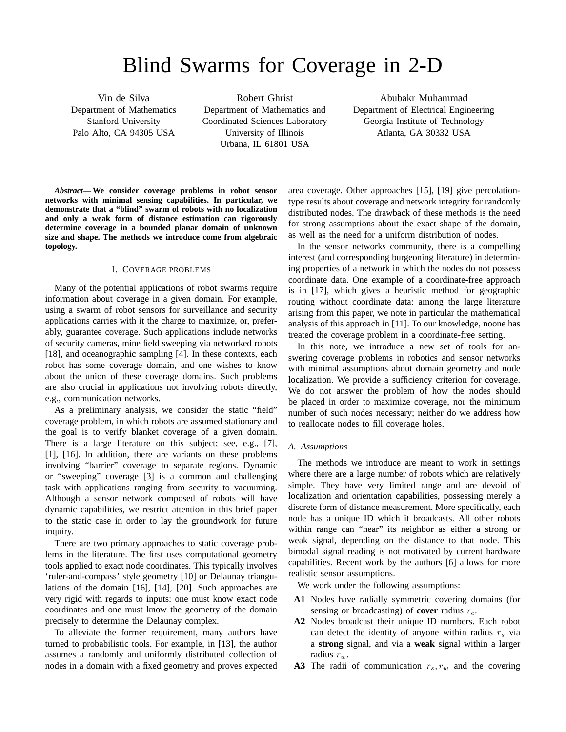# Blind Swarms for Coverage in 2-D

Vin de Silva
Department of Mathematics
Stanford University
Palo Alto, CA 94305 USA

Robert Ghrist
Department of Mathematics and
Coordinated Sciences Laboratory
University of Illinois
Urbana, IL 61801 USA

Abubakr Muhammad
Department of Electrical Engineering
Georgia Institute of Technology
Atlanta, GA 30332 USA

***Abstract*— We consider coverage problems in robot sensor networks with minimal sensing capabilities. In particular, we demonstrate that a "blind" swarm of robots with no localization and only a weak form of distance estimation can rigorously determine coverage in a bounded planar domain of unknown size and shape. The methods we introduce come from algebraic topology.**

## I. Coverage problems

Many of the potential applications of robot swarms require information about coverage in a given domain. For example, using a swarm of robot sensors for surveillance and security applications carries with it the charge to maximize, or, preferably, guarantee coverage. Such applications include networks of security cameras, mine field sweeping via networked robots [18], and oceanographic sampling [4]. In these contexts, each robot has some coverage domain, and one wishes to know about the union of these coverage domains. Such problems are also crucial in applications not involving robots directly, e.g., communication networks.

As a preliminary analysis, we consider the static "field" coverage problem, in which robots are assumed stationary and the goal is to verify blanket coverage of a given domain. There is a large literature on this subject; see, e.g., [7], [1], [16]. In addition, there are variants on these problems involving "barrier" coverage to separate regions. Dynamic or "sweeping" coverage [3] is a common and challenging task with applications ranging from security to vacuuming. Although a sensor network composed of robots will have dynamic capabilities, we restrict attention in this brief paper to the static case in order to lay the groundwork for future inquiry.

There are two primary approaches to static coverage problems in the literature. The first uses computational geometry tools applied to exact node coordinates. This typically involves 'ruler-and-compass' style geometry [10] or Delaunay triangulations of the domain [16], [14], [20]. Such approaches are very rigid with regards to inputs: one must know exact node coordinates and one must know the geometry of the domain precisely to determine the Delaunay complex.

To alleviate the former requirement, many authors have turned to probabilistic tools. For example, in [13], the author assumes a randomly and uniformly distributed collection of nodes in a domain with a fixed geometry and proves expected area coverage. Other approaches [15], [19] give percolation-type results about coverage and network integrity for randomly distributed nodes. The drawback of these methods is the need for strong assumptions about the exact shape of the domain, as well as the need for a uniform distribution of nodes.

In the sensor networks community, there is a compelling interest (and corresponding burgeoning literature) in determining properties of a network in which the nodes do not possess coordinate data. One example of a coordinate-free approach is in [17], which gives a heuristic method for geographic routing without coordinate data: among the large literature arising from this paper, we note in particular the mathematical analysis of this approach in [11]. To our knowledge, noone has treated the coverage problem in a coordinate-free setting.

In this note, we introduce a new set of tools for answering coverage problems in robotics and sensor networks with minimal assumptions about domain geometry and node localization. We provide a sufficiency criterion for coverage. We do not answer the problem of how the nodes should be placed in order to maximize coverage, nor the minimum number of such nodes necessary; neither do we address how to reallocate nodes to fill coverage holes.

### A. Assumptions

The methods we introduce are meant to work in settings where there are a large number of robots which are relatively simple. They have very limited range and are devoid of localization and orientation capabilities, possessing merely a discrete form of distance measurement. More specifically, each node has a unique ID which it broadcasts. All other robots within range can "hear" its neighbor as either a strong or weak signal, depending on the distance to that node. This bimodal signal reading is not motivated by current hardware capabilities. Recent work by the authors [6] allows for more realistic sensor assumptions.

We work under the following assumptions:

- **A1** Nodes have radially symmetric covering domains (for sensing or broadcasting) of **cover** radius $r_c$.
- **A2** Nodes broadcast their unique ID numbers. Each robot can detect the identity of anyone within radius $r_s$ via a **strong** signal, and via a **weak** signal within a larger radius $r_w$.
- **A3** The radii of communication $r_s, r_w$ and the covering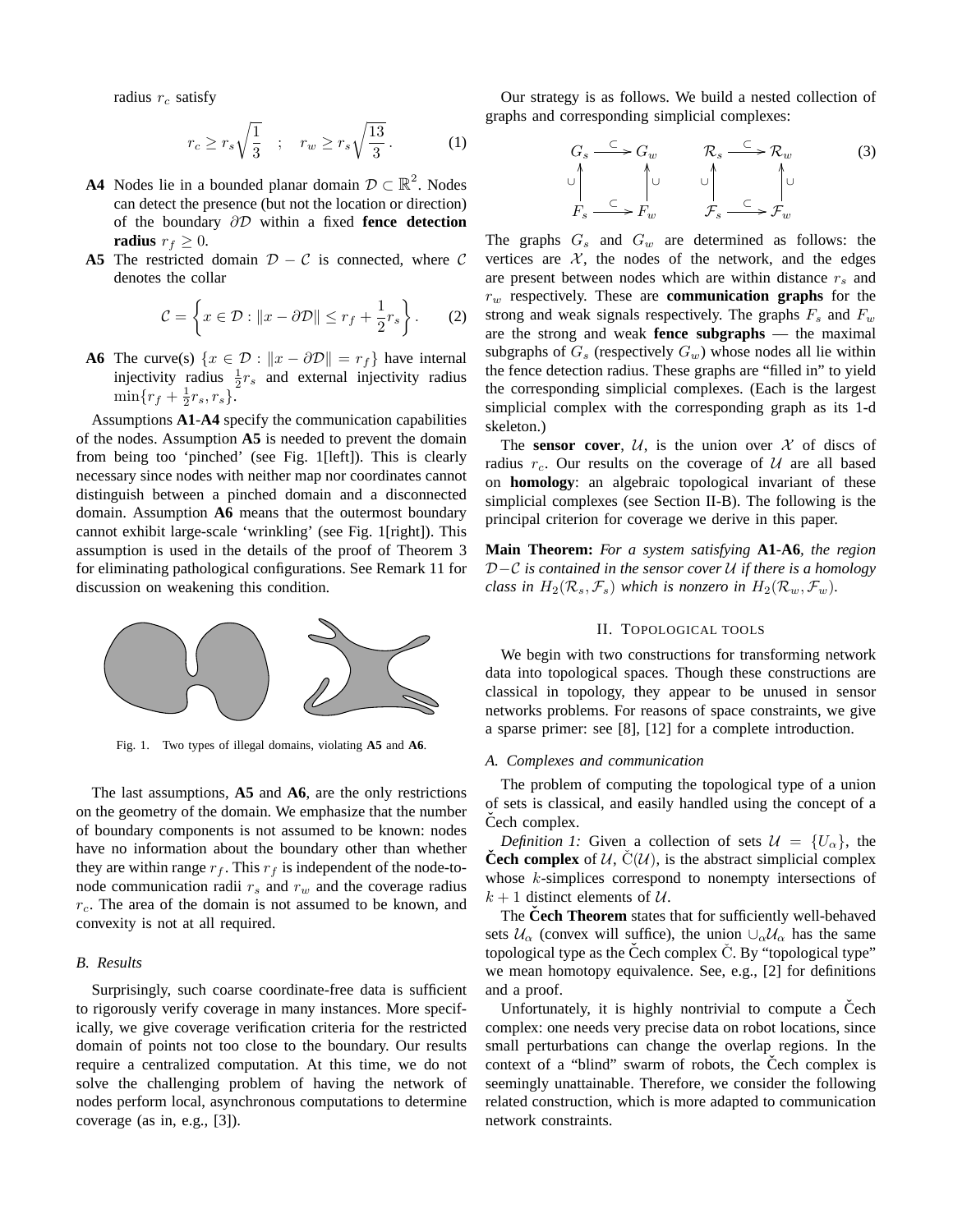radius $r_c$ satisfy

$$r_c \geq r_s \sqrt{\frac{1}{3}} \quad ; \quad r_w \geq r_s \sqrt{\frac{13}{3}}. \tag{1}$$

**A4** Nodes lie in a bounded planar domain $\mathcal{D} \subset \mathbb{R}^2$. Nodes can detect the presence (but not the location or direction) of the boundary $\partial\mathcal{D}$ within a fixed **fence detection radius** $r_f \geq 0$.

**A5** The restricted domain $\mathcal{D} - \mathcal{C}$ is connected, where $\mathcal{C}$ denotes the collar

$$\mathcal{C} = \left\{ x \in \mathcal{D} : \|x - \partial\mathcal{D}\| \leq r_f + \frac{1}{2} r_s \right\}. \tag{2}$$

**A6** The curve(s) $\{x \in \mathcal{D} : \|x - \partial\mathcal{D}\| = r_f\}$ have internal injectivity radius $\frac{1}{2}r_s$ and external injectivity radius $\min\{r_f + \frac{1}{2}r_s, r_s\}$.

Assumptions **A1**-**A4** specify the communication capabilities of the nodes. Assumption **A5** is needed to prevent the domain from being too 'pinched' (see Fig. 1[left]). This is clearly necessary since nodes with neither map nor coordinates cannot distinguish between a pinched domain and a disconnected domain. Assumption **A6** means that the outermost boundary cannot exhibit large-scale 'wrinkling' (see Fig. 1[right]). This assumption is used in the details of the proof of Theorem 3 for eliminating pathological configurations. See Remark 11 for discussion on weakening this condition.

Fig. 1. Two types of illegal domains, violating **A5** and **A6**.

The last assumptions, **A5** and **A6**, are the only restrictions on the geometry of the domain. We emphasize that the number of boundary components is not assumed to be known: nodes have no information about the boundary other than whether they are within range $r_f$. This $r_f$ is independent of the node-to-node communication radii $r_s$ and $r_w$ and the coverage radius $r_c$. The area of the domain is not assumed to be known, and convexity is not at all required.

### B. Results

Surprisingly, such coarse coordinate-free data is sufficient to rigorously verify coverage in many instances. More specifically, we give coverage verification criteria for the restricted domain of points not too close to the boundary. Our results require a centralized computation. At this time, we do not solve the challenging problem of having the network of nodes perform local, asynchronous computations to determine coverage (as in, e.g., [3]).

Our strategy is as follows. We build a nested collection of graphs and corresponding simplicial complexes:

$$\begin{array}{ccc} G_s & \xrightarrow{\subset} & G_w \\ \cup\uparrow & & \uparrow\cup \\ F_s & \xrightarrow{\subset} & F_w \end{array} \qquad \begin{array}{ccc} \mathcal{R}_s & \xrightarrow{\subset} & \mathcal{R}_w \\ \cup\uparrow & & \uparrow\cup \\ \mathcal{F}_s & \xrightarrow{\subset} & \mathcal{F}_w \end{array} \tag{3}$$

The graphs $G_s$ and $G_w$ are determined as follows: the vertices are $\mathcal{X}$, the nodes of the network, and the edges are present between nodes which are within distance $r_s$ and $r_w$ respectively. These are **communication graphs** for the strong and weak signals respectively. The graphs $F_s$ and $F_w$ are the strong and weak **fence subgraphs** — the maximal subgraphs of $G_s$ (respectively $G_w$) whose nodes all lie within the fence detection radius. These graphs are "filled in" to yield the corresponding simplicial complexes. (Each is the largest simplicial complex with the corresponding graph as its 1-d skeleton.)

The **sensor cover**, $\mathcal{U}$, is the union over $\mathcal{X}$ of discs of radius $r_c$. Our results on the coverage of $\mathcal{U}$ are all based on **homology**: an algebraic topological invariant of these simplicial complexes (see Section II-B). The following is the principal criterion for coverage we derive in this paper.

**Main Theorem:** *For a system satisfying* **A1**-**A6***, the region* $\mathcal{D}-\mathcal{C}$ *is contained in the sensor cover* $\mathcal{U}$ *if there is a homology class in* $H_2(\mathcal{R}_s, \mathcal{F}_s)$ *which is nonzero in* $H_2(\mathcal{R}_w, \mathcal{F}_w)$.

## II. Topological tools

We begin with two constructions for transforming network data into topological spaces. Though these constructions are classical in topology, they appear to be unused in sensor networks problems. For reasons of space constraints, we give a sparse primer: see [8], [12] for a complete introduction.

### A. Complexes and communication

The problem of computing the topological type of a union of sets is classical, and easily handled using the concept of a Čech complex.

*Definition 1:* Given a collection of sets $\mathcal{U} = \{U_\alpha\}$, the **Čech complex** of $\mathcal{U}$, $\check{\mathrm{C}}(\mathcal{U})$, is the abstract simplicial complex whose $k$-simplices correspond to nonempty intersections of $k+1$ distinct elements of $\mathcal{U}$.

The **Čech Theorem** states that for sufficiently well-behaved sets $\mathcal{U}_\alpha$ (convex will suffice), the union $\cup_\alpha \mathcal{U}_\alpha$ has the same topological type as the Čech complex $\check{\mathrm{C}}$. By "topological type" we mean homotopy equivalence. See, e.g., [2] for definitions and a proof.

Unfortunately, it is highly nontrivial to compute a Čech complex: one needs very precise data on robot locations, since small perturbations can change the overlap regions. In the context of a "blind" swarm of robots, the Čech complex is seemingly unattainable. Therefore, we consider the following related construction, which is more adapted to communication network constraints.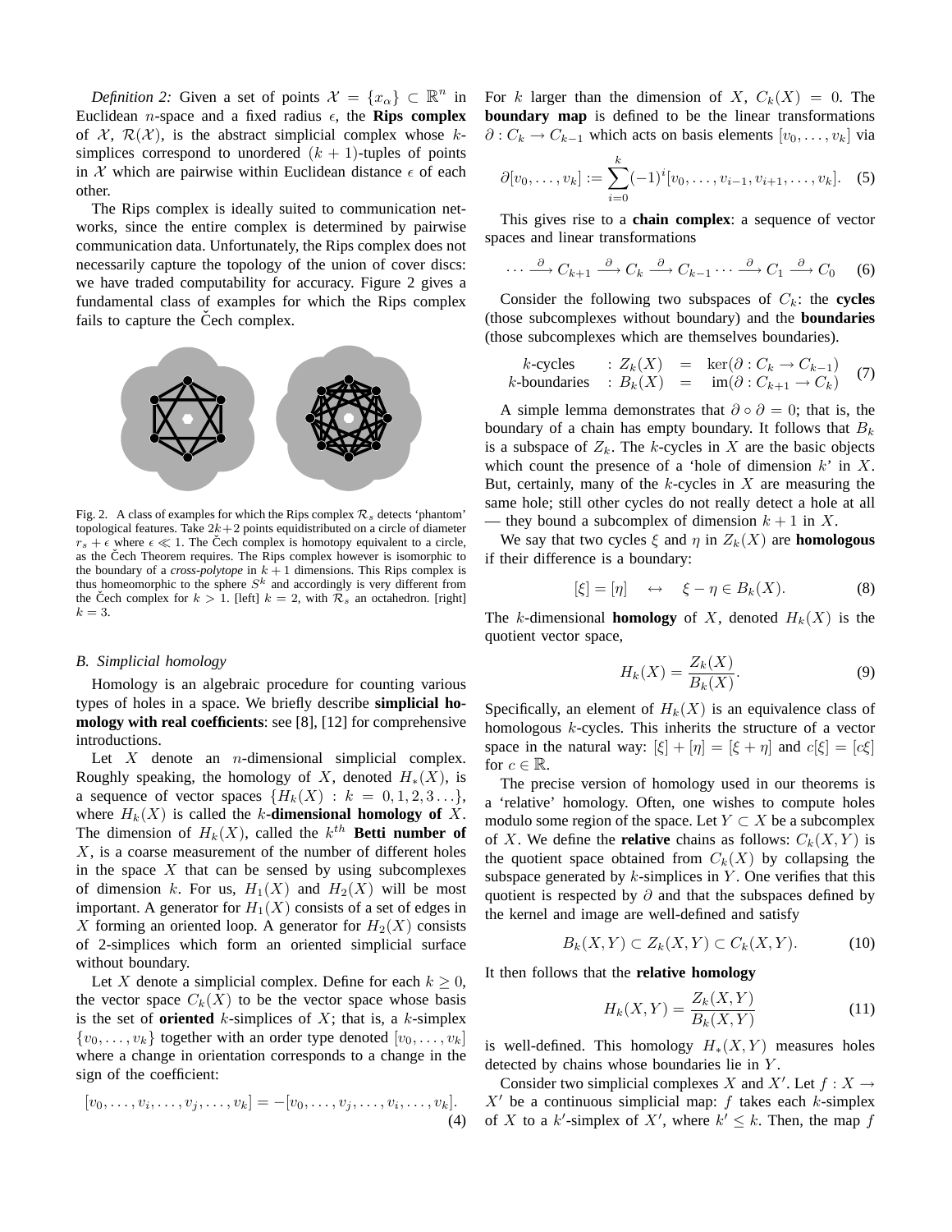*Definition 2:* Given a set of points $\mathcal{X} = \{x_\alpha\} \subset \mathbb{R}^n$ in Euclidean $n$-space and a fixed radius $\epsilon$, the **Rips complex** of $\mathcal{X}$, $\mathcal{R}(\mathcal{X})$, is the abstract simplicial complex whose $k$-simplices correspond to unordered $(k+1)$-tuples of points in $\mathcal{X}$ which are pairwise within Euclidean distance $\epsilon$ of each other.

The Rips complex is ideally suited to communication networks, since the entire complex is determined by pairwise communication data. Unfortunately, the Rips complex does not necessarily capture the topology of the union of cover discs: we have traded computability for accuracy. Figure 2 gives a fundamental class of examples for which the Rips complex fails to capture the Čech complex.

Fig. 2. A class of examples for which the Rips complex $\mathcal{R}_s$ detects 'phantom' topological features. Take $2k+2$ points equidistributed on a circle of diameter $r_s + \epsilon$ where $\epsilon \ll 1$. The Čech complex is homotopy equivalent to a circle, as the Čech Theorem requires. The Rips complex however is isomorphic to the boundary of a *cross-polytope* in $k+1$ dimensions. This Rips complex is thus homeomorphic to the sphere $S^k$ and accordingly is very different from the Čech complex for $k > 1$. [left] $k = 2$, with $\mathcal{R}_s$ an octahedron. [right] $k = 3$.

### B. Simplicial homology

Homology is an algebraic procedure for counting various types of holes in a space. We briefly describe **simplicial homology with real coefficients**: see [8], [12] for comprehensive introductions.

Let $X$ denote an $n$-dimensional simplicial complex. Roughly speaking, the homology of $X$, denoted $H_*(X)$, is a sequence of vector spaces $\{H_k(X) : k = 0, 1, 2, 3 \ldots\}$, where $H_k(X)$ is called the $k$-**dimensional homology of** $X$. The dimension of $H_k(X)$, called the $k^{th}$ **Betti number of** $X$, is a coarse measurement of the number of different holes in the space $X$ that can be sensed by using subcomplexes of dimension $k$. For us, $H_1(X)$ and $H_2(X)$ will be most important. A generator for $H_1(X)$ consists of a set of edges in $X$ forming an oriented loop. A generator for $H_2(X)$ consists of 2-simplices which form an oriented simplicial surface without boundary.

Let $X$ denote a simplicial complex. Define for each $k \geq 0$, the vector space $C_k(X)$ to be the vector space whose basis is the set of **oriented** $k$-simplices of $X$; that is, a $k$-simplex $\{v_0, \ldots, v_k\}$ together with an order type denoted $[v_0, \ldots, v_k]$ where a change in orientation corresponds to a change in the sign of the coefficient:

$$[v_0, \ldots, v_i, \ldots, v_j, \ldots, v_k] = -[v_0, \ldots, v_j, \ldots, v_i, \ldots, v_k]. \tag{4}$$

For $k$ larger than the dimension of $X$, $C_k(X) = 0$. The **boundary map** is defined to be the linear transformations $\partial : C_k \to C_{k-1}$ which acts on basis elements $[v_0, \ldots, v_k]$ via

$$\partial[v_0, \ldots, v_k] := \sum_{i=0}^{k} (-1)^i [v_0, \ldots, v_{i-1}, v_{i+1}, \ldots, v_k]. \tag{5}$$

This gives rise to a **chain complex**: a sequence of vector spaces and linear transformations

$$\cdots \xrightarrow{\partial} C_{k+1} \xrightarrow{\partial} C_k \xrightarrow{\partial} C_{k-1} \cdots \xrightarrow{\partial} C_1 \xrightarrow{\partial} C_0 \tag{6}$$

Consider the following two subspaces of $C_k$: the **cycles** (those subcomplexes without boundary) and the **boundaries** (those subcomplexes which are themselves boundaries).

$$\begin{array}{lcl} k\text{-cycles} & : Z_k(X) & = & \ker(\partial : C_k \to C_{k-1}) \\ k\text{-boundaries} & : B_k(X) & = & \operatorname{im}(\partial : C_{k+1} \to C_k) \end{array} \tag{7}$$

A simple lemma demonstrates that $\partial \circ \partial = 0$; that is, the boundary of a chain has empty boundary. It follows that $B_k$ is a subspace of $Z_k$. The $k$-cycles in $X$ are the basic objects which count the presence of a 'hole of dimension $k$' in $X$. But, certainly, many of the $k$-cycles in $X$ are measuring the same hole; still other cycles do not really detect a hole at all — they bound a subcomplex of dimension $k+1$ in $X$.

We say that two cycles $\xi$ and $\eta$ in $Z_k(X)$ are **homologous** if their difference is a boundary:

$$[\xi] = [\eta] \quad \leftrightarrow \quad \xi - \eta \in B_k(X). \tag{8}$$

The $k$-dimensional **homology** of $X$, denoted $H_k(X)$ is the quotient vector space,

$$H_k(X) = \frac{Z_k(X)}{B_k(X)}. \tag{9}$$

Specifically, an element of $H_k(X)$ is an equivalence class of homologous $k$-cycles. This inherits the structure of a vector space in the natural way: $[\xi] + [\eta] = [\xi + \eta]$ and $c[\xi] = [c\xi]$ for $c \in \mathbb{R}$.

The precise version of homology used in our theorems is a 'relative' homology. Often, one wishes to compute holes modulo some region of the space. Let $Y \subset X$ be a subcomplex of $X$. We define the **relative** chains as follows: $C_k(X, Y)$ is the quotient space obtained from $C_k(X)$ by collapsing the subspace generated by $k$-simplices in $Y$. One verifies that this quotient is respected by $\partial$ and that the subspaces defined by the kernel and image are well-defined and satisfy

$$B_k(X, Y) \subset Z_k(X, Y) \subset C_k(X, Y). \tag{10}$$

It then follows that the **relative homology**

$$H_k(X, Y) = \frac{Z_k(X, Y)}{B_k(X, Y)} \tag{11}$$

is well-defined. This homology $H_*(X, Y)$ measures holes detected by chains whose boundaries lie in $Y$.

Consider two simplicial complexes $X$ and $X'$. Let $f : X \to X'$ be a continuous simplicial map: $f$ takes each $k$-simplex of $X$ to a $k'$-simplex of $X'$, where $k' \leq k$. Then, the map $f$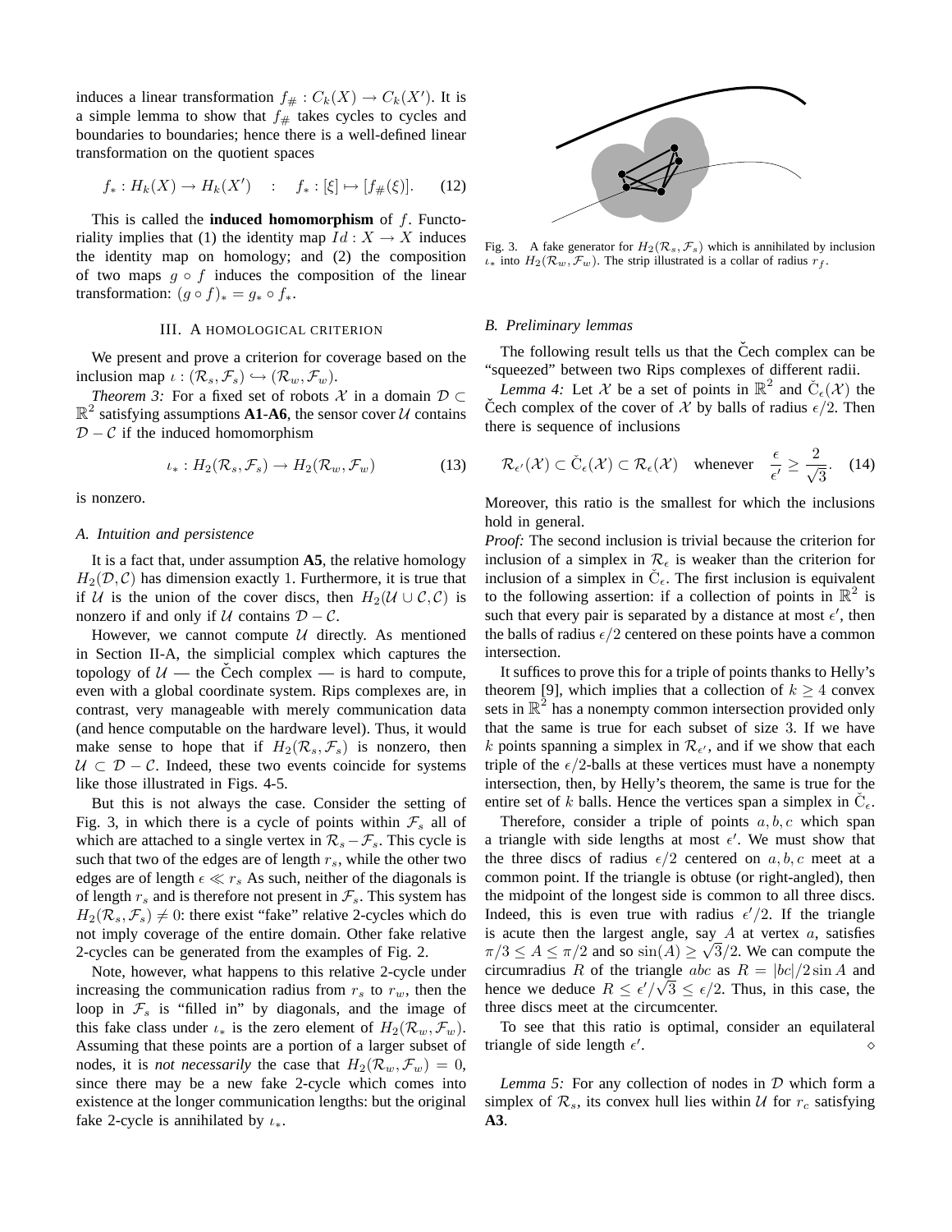induces a linear transformation $f_{\#} : C_k(X) \to C_k(X')$. It is a simple lemma to show that $f_{\#}$ takes cycles to cycles and boundaries to boundaries; hence there is a well-defined linear transformation on the quotient spaces

$$f_* : H_k(X) \to H_k(X') \quad : \quad f_* : [\xi] \mapsto [f_{\#}(\xi)]. \qquad (12)$$

This is called the **induced homomorphism** of $f$. Functoriality implies that (1) the identity map $Id : X \to X$ induces the identity map on homology; and (2) the composition of two maps $g \circ f$ induces the composition of the linear transformation: $(g \circ f)_* = g_* \circ f_*$.

## III. A HOMOLOGICAL CRITERION

We present and prove a criterion for coverage based on the inclusion map $\iota : (\mathcal{R}_s, \mathcal{F}_s) \hookrightarrow (\mathcal{R}_w, \mathcal{F}_w)$.

*Theorem 3:* For a fixed set of robots $\mathcal{X}$ in a domain $\mathcal{D} \subset \mathbb{R}^2$ satisfying assumptions **A1**-**A6**, the sensor cover $\mathcal{U}$ contains $\mathcal{D} - \mathcal{C}$ if the induced homomorphism

$$\iota_* : H_2(\mathcal{R}_s, \mathcal{F}_s) \to H_2(\mathcal{R}_w, \mathcal{F}_w) \qquad (13)$$

is nonzero.

### A. Intuition and persistence

It is a fact that, under assumption **A5**, the relative homology $H_2(\mathcal{D}, \mathcal{C})$ has dimension exactly 1. Furthermore, it is true that if $\mathcal{U}$ is the union of the cover discs, then $H_2(\mathcal{U} \cup \mathcal{C}, \mathcal{C})$ is nonzero if and only if $\mathcal{U}$ contains $\mathcal{D} - \mathcal{C}$.

However, we cannot compute $\mathcal{U}$ directly. As mentioned in Section II-A, the simplicial complex which captures the topology of $\mathcal{U}$ — the Čech complex — is hard to compute, even with a global coordinate system. Rips complexes are, in contrast, very manageable with merely communication data (and hence computable on the hardware level). Thus, it would make sense to hope that if $H_2(\mathcal{R}_s, \mathcal{F}_s)$ is nonzero, then $\mathcal{U} \subset \mathcal{D} - \mathcal{C}$. Indeed, these two events coincide for systems like those illustrated in Figs. 4-5.

But this is not always the case. Consider the setting of Fig. 3, in which there is a cycle of points within $\mathcal{F}_s$ all of which are attached to a single vertex in $\mathcal{R}_s - \mathcal{F}_s$. This cycle is such that two of the edges are of length $r_s$, while the other two edges are of length $\epsilon \ll r_s$ As such, neither of the diagonals is of length $r_s$ and is therefore not present in $\mathcal{F}_s$. This system has $H_2(\mathcal{R}_s, \mathcal{F}_s) \neq 0$: there exist "fake" relative 2-cycles which do not imply coverage of the entire domain. Other fake relative 2-cycles can be generated from the examples of Fig. 2.

Note, however, what happens to this relative 2-cycle under increasing the communication radius from $r_s$ to $r_w$, then the loop in $\mathcal{F}_s$ is "filled in" by diagonals, and the image of this fake class under $\iota_*$ is the zero element of $H_2(\mathcal{R}_w, \mathcal{F}_w)$. Assuming that these points are a portion of a larger subset of nodes, it is *not necessarily* the case that $H_2(\mathcal{R}_w, \mathcal{F}_w) = 0$, since there may be a new fake 2-cycle which comes into existence at the longer communication lengths: but the original fake 2-cycle is annihilated by $\iota_*$.

Fig. 3. A fake generator for $H_2(\mathcal{R}_s, \mathcal{F}_s)$ which is annihilated by inclusion $\iota_*$ into $H_2(\mathcal{R}_w, \mathcal{F}_w)$. The strip illustrated is a collar of radius $r_f$.

### B. Preliminary lemmas

The following result tells us that the Čech complex can be "squeezed" between two Rips complexes of different radii.

*Lemma 4:* Let $\mathcal{X}$ be a set of points in $\mathbb{R}^2$ and $\check{\mathrm{C}}_\epsilon(\mathcal{X})$ the Čech complex of the cover of $\mathcal{X}$ by balls of radius $\epsilon/2$. Then there is sequence of inclusions

$$\mathcal{R}_{\epsilon'}(\mathcal{X}) \subset \check{\mathrm{C}}_\epsilon(\mathcal{X}) \subset \mathcal{R}_\epsilon(\mathcal{X}) \quad \text{whenever} \quad \frac{\epsilon}{\epsilon'} \geq \frac{2}{\sqrt{3}}. \qquad (14)$$

Moreover, this ratio is the smallest for which the inclusions hold in general.

*Proof:* The second inclusion is trivial because the criterion for inclusion of a simplex in $\mathcal{R}_\epsilon$ is weaker than the criterion for inclusion of a simplex in $\check{\mathrm{C}}_\epsilon$. The first inclusion is equivalent to the following assertion: if a collection of points in $\mathbb{R}^2$ is such that every pair is separated by a distance at most $\epsilon'$, then the balls of radius $\epsilon/2$ centered on these points have a common intersection.

It suffices to prove this for a triple of points thanks to Helly's theorem [9], which implies that a collection of $k \geq 4$ convex sets in $\mathbb{R}^2$ has a nonempty common intersection provided only that the same is true for each subset of size 3. If we have $k$ points spanning a simplex in $\mathcal{R}_{\epsilon'}$, and if we show that each triple of the $\epsilon/2$-balls at these vertices must have a nonempty intersection, then, by Helly's theorem, the same is true for the entire set of $k$ balls. Hence the vertices span a simplex in $\check{\mathrm{C}}_\epsilon$.

Therefore, consider a triple of points $a, b, c$ which span a triangle with side lengths at most $\epsilon'$. We must show that the three discs of radius $\epsilon/2$ centered on $a, b, c$ meet at a common point. If the triangle is obtuse (or right-angled), then the midpoint of the longest side is common to all three discs. Indeed, this is even true with radius $\epsilon'/2$. If the triangle is acute then the largest angle, say $A$ at vertex $a$, satisfies $\pi/3 \leq A \leq \pi/2$ and so $\sin(A) \geq \sqrt{3}/2$. We can compute the circumradius $R$ of the triangle $abc$ as $R = |bc|/2 \sin A$ and hence we deduce $R \leq \epsilon'/\sqrt{3} \leq \epsilon/2$. Thus, in this case, the three discs meet at the circumcenter.

To see that this ratio is optimal, consider an equilateral triangle of side length $\epsilon'$. $\diamond$

*Lemma 5:* For any collection of nodes in $\mathcal{D}$ which form a simplex of $\mathcal{R}_s$, its convex hull lies within $\mathcal{U}$ for $r_c$ satisfying **A3**.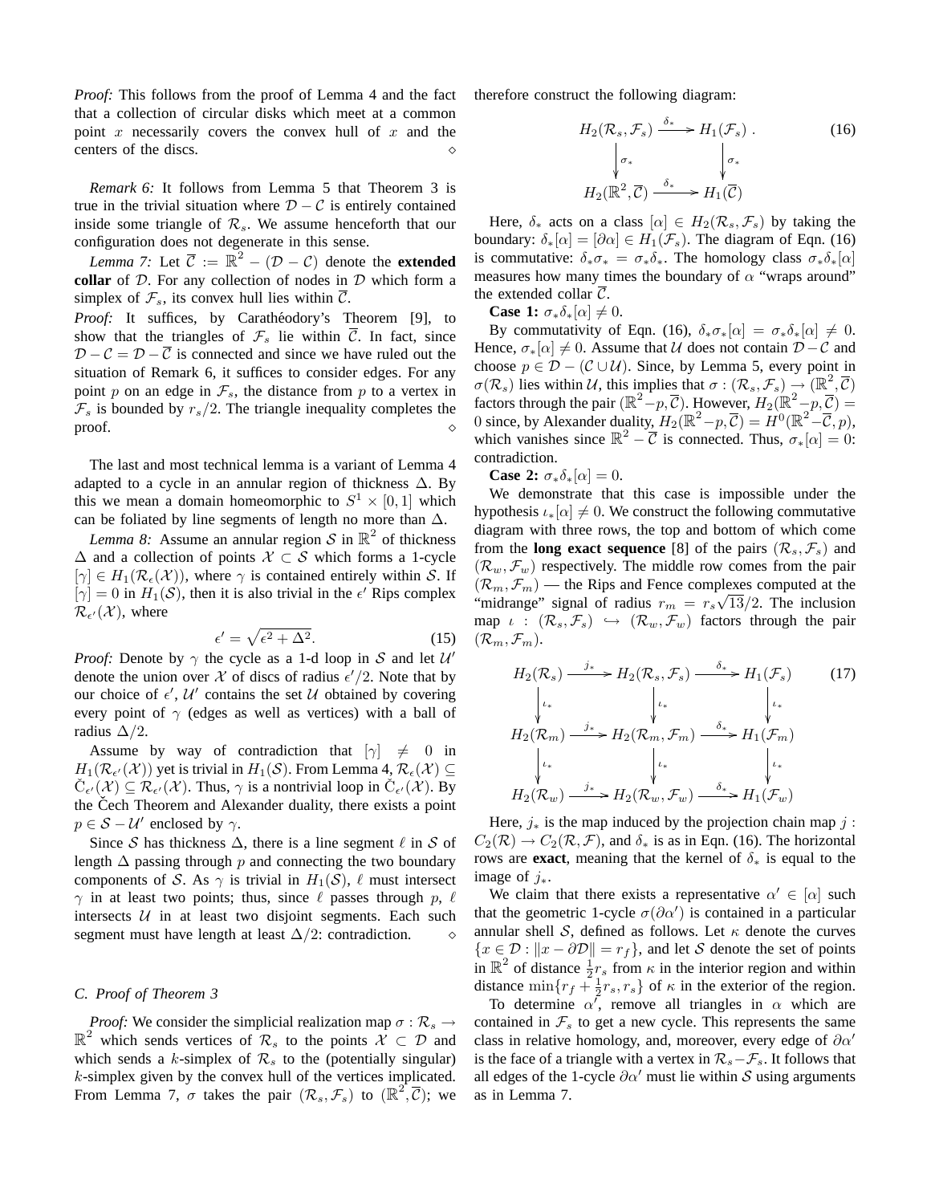*Proof:* This follows from the proof of Lemma 4 and the fact that a collection of circular disks which meet at a common point $x$ necessarily covers the convex hull of $x$ and the centers of the discs. $\diamond$

*Remark 6:* It follows from Lemma 5 that Theorem 3 is true in the trivial situation where $\mathcal{D} - \mathcal{C}$ is entirely contained inside some triangle of $\mathcal{R}_s$. We assume henceforth that our configuration does not degenerate in this sense.

*Lemma 7:* Let $\overline{\mathcal{C}} := \mathbb{R}^2 - (\mathcal{D} - \mathcal{C})$ denote the **extended collar** of $\mathcal{D}$. For any collection of nodes in $\mathcal{D}$ which form a simplex of $\mathcal{F}_s$, its convex hull lies within $\overline{\mathcal{C}}$.

*Proof:* It suffices, by Carathéodory's Theorem [9], to show that the triangles of $\mathcal{F}_s$ lie within $\overline{\mathcal{C}}$. In fact, since $\mathcal{D} - \mathcal{C} = \mathcal{D} - \overline{\mathcal{C}}$ is connected and since we have ruled out the situation of Remark 6, it suffices to consider edges. For any point $p$ on an edge in $\mathcal{F}_s$, the distance from $p$ to a vertex in $\mathcal{F}_s$ is bounded by $r_s/2$. The triangle inequality completes the proof. $\diamond$

The last and most technical lemma is a variant of Lemma 4 adapted to a cycle in an annular region of thickness $\Delta$. By this we mean a domain homeomorphic to $S^1 \times [0,1]$ which can be foliated by line segments of length no more than $\Delta$.

*Lemma 8:* Assume an annular region $\mathcal{S}$ in $\mathbb{R}^2$ of thickness $\Delta$ and a collection of points $\mathcal{X} \subset \mathcal{S}$ which forms a 1-cycle $[\gamma] \in H_1(\mathcal{R}_\epsilon(\mathcal{X}))$, where $\gamma$ is contained entirely within $\mathcal{S}$. If $[\gamma] = 0$ in $H_1(\mathcal{S})$, then it is also trivial in the $\epsilon'$ Rips complex $\mathcal{R}_{\epsilon'}(\mathcal{X})$, where

$$\epsilon' = \sqrt{\epsilon^2 + \Delta^2}. \tag{15}$$

*Proof:* Denote by $\gamma$ the cycle as a 1-d loop in $\mathcal{S}$ and let $\mathcal{U}'$ denote the union over $\mathcal{X}$ of discs of radius $\epsilon'/2$. Note that by our choice of $\epsilon'$, $\mathcal{U}'$ contains the set $\mathcal{U}$ obtained by covering every point of $\gamma$ (edges as well as vertices) with a ball of radius $\Delta/2$.

Assume by way of contradiction that $[\gamma] \neq 0$ in $H_1(\mathcal{R}_{\epsilon'}(\mathcal{X}))$ yet is trivial in $H_1(\mathcal{S})$. From Lemma 4, $\mathcal{R}_\epsilon(\mathcal{X}) \subseteq \check{\mathrm{C}}_{\epsilon'}(\mathcal{X}) \subseteq \mathcal{R}_{\epsilon'}(\mathcal{X})$. Thus, $\gamma$ is a nontrivial loop in $\check{\mathrm{C}}_{\epsilon'}(\mathcal{X})$. By the Čech Theorem and Alexander duality, there exists a point $p \in \mathcal{S} - \mathcal{U}'$ enclosed by $\gamma$.

Since $\mathcal{S}$ has thickness $\Delta$, there is a line segment $\ell$ in $\mathcal{S}$ of length $\Delta$ passing through $p$ and connecting the two boundary components of $\mathcal{S}$. As $\gamma$ is trivial in $H_1(\mathcal{S})$, $\ell$ must intersect $\gamma$ in at least two points; thus, since $\ell$ passes through $p$, $\ell$ intersects $\mathcal{U}$ in at least two disjoint segments. Each such segment must have length at least $\Delta/2$: contradiction. $\diamond$

### C. Proof of Theorem 3

*Proof:* We consider the simplicial realization map $\sigma : \mathcal{R}_s \to \mathbb{R}^2$ which sends vertices of $\mathcal{R}_s$ to the points $\mathcal{X} \subset \mathcal{D}$ and which sends a $k$-simplex of $\mathcal{R}_s$ to the (potentially singular) $k$-simplex given by the convex hull of the vertices implicated. From Lemma 7, $\sigma$ takes the pair $(\mathcal{R}_s, \mathcal{F}_s)$ to $(\mathbb{R}^2, \overline{\mathcal{C}})$; we therefore construct the following diagram:

$$\begin{array}{ccc} H_2(\mathcal{R}_s, \mathcal{F}_s) & \xrightarrow{\delta_*} & H_1(\mathcal{F}_s) \\ \downarrow \sigma_* & & \downarrow \sigma_* \\ H_2(\mathbb{R}^2, \overline{\mathcal{C}}) & \xrightarrow{\delta_*} & H_1(\overline{\mathcal{C}}) \end{array} . \tag{16}$$

Here, $\delta_*$ acts on a class $[\alpha] \in H_2(\mathcal{R}_s, \mathcal{F}_s)$ by taking the boundary: $\delta_*[\alpha] = [\partial\alpha] \in H_1(\mathcal{F}_s)$. The diagram of Eqn. (16) is commutative: $\delta_*\sigma_* = \sigma_*\delta_*$. The homology class $\sigma_*\delta_*[\alpha]$ measures how many times the boundary of $\alpha$ "wraps around" the extended collar $\overline{\mathcal{C}}$.

**Case 1:** $\sigma_*\delta_*[\alpha] \neq 0$.

By commutativity of Eqn. (16), $\delta_*\sigma_*[\alpha] = \sigma_*\delta_*[\alpha] \neq 0$. Hence, $\sigma_*[\alpha] \neq 0$. Assume that $\mathcal{U}$ does not contain $\mathcal{D} - \mathcal{C}$ and choose $p \in \mathcal{D} - (\mathcal{C} \cup \mathcal{U})$. Since, by Lemma 5, every point in $\sigma(\mathcal{R}_s)$ lies within $\mathcal{U}$, this implies that $\sigma : (\mathcal{R}_s, \mathcal{F}_s) \to (\mathbb{R}^2, \overline{\mathcal{C}})$ factors through the pair $(\mathbb{R}^2 - p, \overline{\mathcal{C}})$. However, $H_2(\mathbb{R}^2 - p, \overline{\mathcal{C}}) = 0$ since, by Alexander duality, $H_2(\mathbb{R}^2 - p, \overline{\mathcal{C}}) = H^0(\mathbb{R}^2 - \overline{\mathcal{C}}, p)$, which vanishes since $\mathbb{R}^2 - \overline{\mathcal{C}}$ is connected. Thus, $\sigma_*[\alpha] = 0$: contradiction.

**Case 2:** $\sigma_*\delta_*[\alpha] = 0$.

We demonstrate that this case is impossible under the hypothesis $\iota_*[\alpha] \neq 0$. We construct the following commutative diagram with three rows, the top and bottom of which come from the **long exact sequence** [8] of the pairs $(\mathcal{R}_s, \mathcal{F}_s)$ and $(\mathcal{R}_w, \mathcal{F}_w)$ respectively. The middle row comes from the pair $(\mathcal{R}_m, \mathcal{F}_m)$ — the Rips and Fence complexes computed at the "midrange" signal of radius $r_m = r_s\sqrt{13}/2$. The inclusion map $\iota : (\mathcal{R}_s, \mathcal{F}_s) \hookrightarrow (\mathcal{R}_w, \mathcal{F}_w)$ factors through the pair $(\mathcal{R}_m, \mathcal{F}_m)$.

$$\begin{array}{ccccc} H_2(\mathcal{R}_s) & \xrightarrow{j_*} & H_2(\mathcal{R}_s, \mathcal{F}_s) & \xrightarrow{\delta_*} & H_1(\mathcal{F}_s) \\ \downarrow \iota_* & & \downarrow \iota_* & & \downarrow \iota_* \\ H_2(\mathcal{R}_m) & \xrightarrow{j_*} & H_2(\mathcal{R}_m, \mathcal{F}_m) & \xrightarrow{\delta_*} & H_1(\mathcal{F}_m) \\ \downarrow \iota_* & & \downarrow \iota_* & & \downarrow \iota_* \\ H_2(\mathcal{R}_w) & \xrightarrow{j_*} & H_2(\mathcal{R}_w, \mathcal{F}_w) & \xrightarrow{\delta_*} & H_1(\mathcal{F}_w) \end{array} \tag{17}$$

Here, $j_*$ is the map induced by the projection chain map $j : C_2(\mathcal{R}) \to C_2(\mathcal{R}, \mathcal{F})$, and $\delta_*$ is as in Eqn. (16). The horizontal rows are **exact**, meaning that the kernel of $\delta_*$ is equal to the image of $j_*$.

We claim that there exists a representative $\alpha' \in [\alpha]$ such that the geometric 1-cycle $\sigma(\partial\alpha')$ is contained in a particular annular shell $\mathcal{S}$, defined as follows. Let $\kappa$ denote the curves $\{x \in \mathcal{D} : \|x - \partial\mathcal{D}\| = r_f\}$, and let $\mathcal{S}$ denote the set of points in $\mathbb{R}^2$ of distance $\frac{1}{2}r_s$ from $\kappa$ in the interior region and within distance $\min\{r_f + \frac{1}{2}r_s, r_s\}$ of $\kappa$ in the exterior of the region.

To determine $\alpha'$, remove all triangles in $\alpha$ which are contained in $\mathcal{F}_s$ to get a new cycle. This represents the same class in relative homology, and, moreover, every edge of $\partial\alpha'$ is the face of a triangle with a vertex in $\mathcal{R}_s - \mathcal{F}_s$. It follows that all edges of the 1-cycle $\partial\alpha'$ must lie within $\mathcal{S}$ using arguments as in Lemma 7.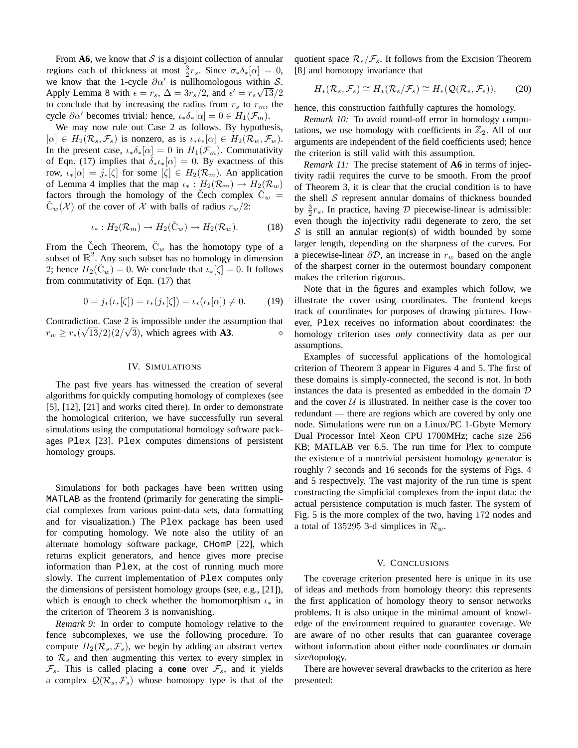From **A6**, we know that $\mathcal{S}$ is a disjoint collection of annular regions each of thickness at most $\frac{3}{2}r_s$. Since $\sigma_*\delta_*[\alpha] = 0$, we know that the 1-cycle $\partial\alpha'$ is nullhomologous within $\mathcal{S}$. Apply Lemma 8 with $\epsilon = r_s$, $\Delta = 3r_s/2$, and $\epsilon' = r_s\sqrt{13}/2$ to conclude that by increasing the radius from $r_s$ to $r_m$, the cycle $\partial\alpha'$ becomes trivial: hence, $\iota_*\delta_*[\alpha] = 0 \in H_1(\mathcal{F}_m)$.

We may now rule out Case 2 as follows. By hypothesis, $[\alpha] \in H_2(\mathcal{R}_s, \mathcal{F}_s)$ is nonzero, as is $\iota_*\iota_*[\alpha] \in H_2(\mathcal{R}_w, \mathcal{F}_w)$. In the present case, $\iota_*\delta_*[\alpha] = 0$ in $H_1(\mathcal{F}_m)$. Commutativity of Eqn. (17) implies that $\delta_*\iota_*[\alpha] = 0$. By exactness of this row, $\iota_*[\alpha] = j_*[\zeta]$ for some $[\zeta] \in H_2(\mathcal{R}_m)$. An application of Lemma 4 implies that the map $\iota_* : H_2(\mathcal{R}_m) \to H_2(\mathcal{R}_w)$ factors through the homology of the Čech complex $\check{C}_w = \check{C}_w(\mathcal{X})$ of the cover of $\mathcal{X}$ with balls of radius $r_w/2$:

$$\iota_* : H_2(\mathcal{R}_m) \to H_2(\check{C}_w) \to H_2(\mathcal{R}_w). \tag{18}$$

From the Čech Theorem, $\check{C}_w$ has the homotopy type of a subset of $\mathbb{R}^2$. Any such subset has no homology in dimension 2; hence $H_2(\check{C}_w) = 0$. We conclude that $\iota_*[\zeta] = 0$. It follows from commutativity of Eqn. (17) that

$$0 = j_*(\iota_*[\zeta]) = \iota_*(j_*[\zeta]) = \iota_*(\iota_*[\alpha]) \neq 0. \tag{19}$$

Contradiction. Case 2 is impossible under the assumption that $r_w \geq r_s(\sqrt{13}/2)(2/\sqrt{3})$, which agrees with **A3**. $\diamond$

## IV. Simulations

The past five years has witnessed the creation of several algorithms for quickly computing homology of complexes (see [5], [12], [21] and works cited there). In order to demonstrate the homological criterion, we have successfully run several simulations using the computational homology software packages `Plex` [23]. `Plex` computes dimensions of persistent homology groups.

Simulations for both packages have been written using `MATLAB` as the frontend (primarily for generating the simplicial complexes from various point-data sets, data formatting and for visualization.) The `Plex` package has been used for computing homology. We note also the utility of an alternate homology software package, `CHomP` [22], which returns explicit generators, and hence gives more precise information than `Plex`, at the cost of running much more slowly. The current implementation of `Plex` computes only the dimensions of persistent homology groups (see, e.g., [21]), which is enough to check whether the homomorphism $\iota_*$ in the criterion of Theorem 3 is nonvanishing.

*Remark 9:* In order to compute homology relative to the fence subcomplexes, we use the following procedure. To compute $H_2(\mathcal{R}_s, \mathcal{F}_s)$, we begin by adding an abstract vertex to $\mathcal{R}_s$ and then augmenting this vertex to every simplex in $\mathcal{F}_s$. This is called placing a **cone** over $\mathcal{F}_s$, and it yields a complex $\mathcal{Q}(\mathcal{R}_s, \mathcal{F}_s)$ whose homotopy type is that of the quotient space $\mathcal{R}_s/\mathcal{F}_s$. It follows from the Excision Theorem [8] and homotopy invariance that

$$H_*(\mathcal{R}_s, \mathcal{F}_s) \cong H_*(\mathcal{R}_s/\mathcal{F}_s) \cong H_*(\mathcal{Q}(\mathcal{R}_s, \mathcal{F}_s)), \tag{20}$$

hence, this construction faithfully captures the homology.

*Remark 10:* To avoid round-off error in homology computations, we use homology with coefficients in $\mathbb{Z}_2$. All of our arguments are independent of the field coefficients used; hence the criterion is still valid with this assumption.

*Remark 11:* The precise statement of **A6** in terms of injectivity radii requires the curve to be smooth. From the proof of Theorem 3, it is clear that the crucial condition is to have the shell $\mathcal{S}$ represent annular domains of thickness bounded by $\frac{3}{2}r_s$. In practice, having $\mathcal{D}$ piecewise-linear is admissible: even though the injectivity radii degenerate to zero, the set $\mathcal{S}$ is still an annular region(s) of width bounded by some larger length, depending on the sharpness of the curves. For a piecewise-linear $\partial\mathcal{D}$, an increase in $r_w$ based on the angle of the sharpest corner in the outermost boundary component makes the criterion rigorous.

Note that in the figures and examples which follow, we illustrate the cover using coordinates. The frontend keeps track of coordinates for purposes of drawing pictures. However, `Plex` receives no information about coordinates: the homology criterion uses *only* connectivity data as per our assumptions.

Examples of successful applications of the homological criterion of Theorem 3 appear in Figures 4 and 5. The first of these domains is simply-connected, the second is not. In both instances the data is presented as embedded in the domain $\mathcal{D}$ and the cover $\mathcal{U}$ is illustrated. In neither case is the cover too redundant — there are regions which are covered by only one node. Simulations were run on a Linux/PC 1-Gbyte Memory Dual Processor Intel Xeon CPU 1700MHz; cache size 256 KB; MATLAB ver 6.5. The run time for Plex to compute the existence of a nontrivial persistent homology generator is roughly 7 seconds and 16 seconds for the systems of Figs. 4 and 5 respectively. The vast majority of the run time is spent constructing the simplicial complexes from the input data: the actual persistence computation is much faster. The system of Fig. 5 is the more complex of the two, having 172 nodes and a total of 135295 3-d simplices in $\mathcal{R}_w$.

## V. Conclusions

The coverage criterion presented here is unique in its use of ideas and methods from homology theory: this represents the first application of homology theory to sensor networks problems. It is also unique in the minimal amount of knowledge of the environment required to guarantee coverage. We are aware of no other results that can guarantee coverage without information about either node coordinates or domain size/topology.

There are however several drawbacks to the criterion as here presented: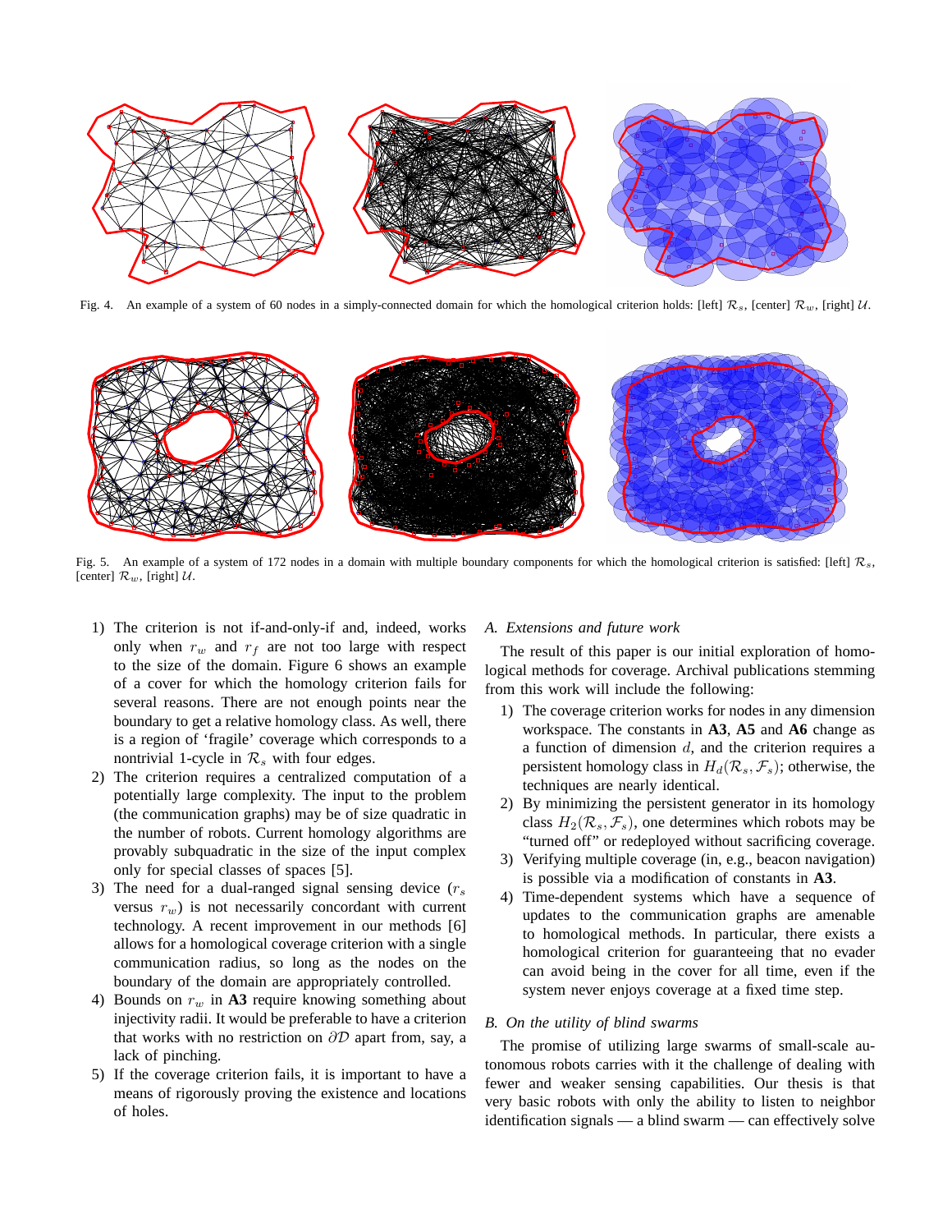Fig. 4. An example of a system of 60 nodes in a simply-connected domain for which the homological criterion holds: [left] $\mathcal{R}_s$, [center] $\mathcal{R}_w$, [right] $\mathcal{U}$.

Fig. 5. An example of a system of 172 nodes in a domain with multiple boundary components for which the homological criterion is satisfied: [left] $\mathcal{R}_s$, [center] $\mathcal{R}_w$, [right] $\mathcal{U}$.

1) The criterion is not if-and-only-if and, indeed, works only when $r_w$ and $r_f$ are not too large with respect to the size of the domain. Figure 6 shows an example of a cover for which the homology criterion fails for several reasons. There are not enough points near the boundary to get a relative homology class. As well, there is a region of 'fragile' coverage which corresponds to a nontrivial 1-cycle in $\mathcal{R}_s$ with four edges.
2) The criterion requires a centralized computation of a potentially large complexity. The input to the problem (the communication graphs) may be of size quadratic in the number of robots. Current homology algorithms are provably subquadratic in the size of the input complex only for special classes of spaces [5].
3) The need for a dual-ranged signal sensing device ($r_s$ versus $r_w$) is not necessarily concordant with current technology. A recent improvement in our methods [6] allows for a homological coverage criterion with a single communication radius, so long as the nodes on the boundary of the domain are appropriately controlled.
4) Bounds on $r_w$ in **A3** require knowing something about injectivity radii. It would be preferable to have a criterion that works with no restriction on $\partial\mathcal{D}$ apart from, say, a lack of pinching.
5) If the coverage criterion fails, it is important to have a means of rigorously proving the existence and locations of holes.

### A. Extensions and future work

The result of this paper is our initial exploration of homological methods for coverage. Archival publications stemming from this work will include the following:

1) The coverage criterion works for nodes in any dimension workspace. The constants in **A3**, **A5** and **A6** change as a function of dimension $d$, and the criterion requires a persistent homology class in $H_d(\mathcal{R}_s, \mathcal{F}_s)$; otherwise, the techniques are nearly identical.
2) By minimizing the persistent generator in its homology class $H_2(\mathcal{R}_s, \mathcal{F}_s)$, one determines which robots may be "turned off" or redeployed without sacrificing coverage.
3) Verifying multiple coverage (in, e.g., beacon navigation) is possible via a modification of constants in **A3**.
4) Time-dependent systems which have a sequence of updates to the communication graphs are amenable to homological methods. In particular, there exists a homological criterion for guaranteeing that no evader can avoid being in the cover for all time, even if the system never enjoys coverage at a fixed time step.

### B. On the utility of blind swarms

The promise of utilizing large swarms of small-scale autonomous robots carries with it the challenge of dealing with fewer and weaker sensing capabilities. Our thesis is that very basic robots with only the ability to listen to neighbor identification signals — a blind swarm — can effectively solve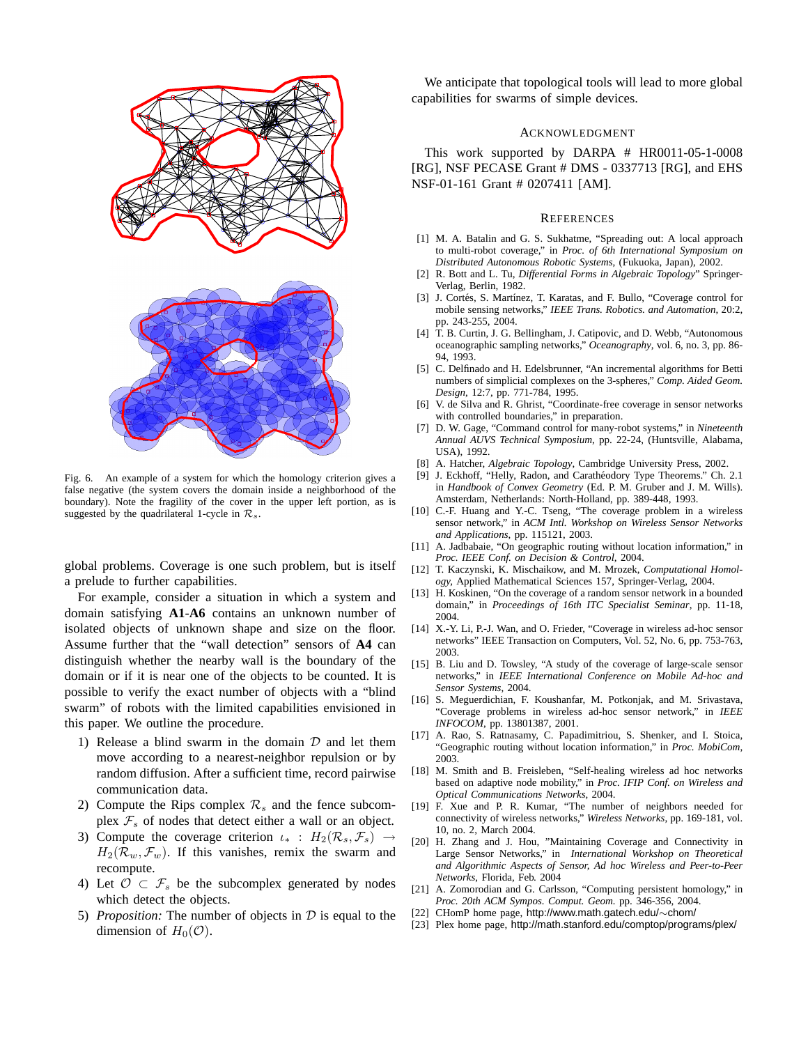Fig. 6. An example of a system for which the homology criterion gives a false negative (the system covers the domain inside a neighborhood of the boundary). Note the fragility of the cover in the upper left portion, as is suggested by the quadrilateral 1-cycle in $\mathcal{R}_s$.

global problems. Coverage is one such problem, but is itself a prelude to further capabilities.

For example, consider a situation in which a system and domain satisfying **A1**-**A6** contains an unknown number of isolated objects of unknown shape and size on the floor. Assume further that the "wall detection" sensors of **A4** can distinguish whether the nearby wall is the boundary of the domain or if it is near one of the objects to be counted. It is possible to verify the exact number of objects with a "blind swarm" of robots with the limited capabilities envisioned in this paper. We outline the procedure.

1) Release a blind swarm in the domain $\mathcal{D}$ and let them move according to a nearest-neighbor repulsion or by random diffusion. After a sufficient time, record pairwise communication data.
2) Compute the Rips complex $\mathcal{R}_s$ and the fence subcomplex $\mathcal{F}_s$ of nodes that detect either a wall or an object.
3) Compute the coverage criterion $\iota_* : H_2(\mathcal{R}_s, \mathcal{F}_s) \rightarrow H_2(\mathcal{R}_w, \mathcal{F}_w)$. If this vanishes, remix the swarm and recompute.
4) Let $\mathcal{O} \subset \mathcal{F}_s$ be the subcomplex generated by nodes which detect the objects.
5) *Proposition:* The number of objects in $\mathcal{D}$ is equal to the dimension of $H_0(\mathcal{O})$.

We anticipate that topological tools will lead to more global capabilities for swarms of simple devices.

## Acknowledgment

This work supported by DARPA # HR0011-05-1-0008 [RG], NSF PECASE Grant # DMS - 0337713 [RG], and EHS NSF-01-161 Grant # 0207411 [AM].

## References

[1] M. A. Batalin and G. S. Sukhatme, "Spreading out: A local approach to multi-robot coverage," in *Proc. of 6th International Symposium on Distributed Autonomous Robotic Systems*, (Fukuoka, Japan), 2002.

[2] R. Bott and L. Tu, *Differential Forms in Algebraic Topology*" Springer-Verlag, Berlin, 1982.

[3] J. Cortés, S. Martínez, T. Karatas, and F. Bullo, "Coverage control for mobile sensing networks," *IEEE Trans. Robotics. and Automation*, 20:2, pp. 243-255, 2004.

[4] T. B. Curtin, J. G. Bellingham, J. Catipovic, and D. Webb, "Autonomous oceanographic sampling networks," *Oceanography*, vol. 6, no. 3, pp. 86-94, 1993.

[5] C. Delfinado and H. Edelsbrunner, "An incremental algorithms for Betti numbers of simplicial complexes on the 3-spheres," *Comp. Aided Geom. Design*, 12:7, pp. 771-784, 1995.

[6] V. de Silva and R. Ghrist, "Coordinate-free coverage in sensor networks with controlled boundaries," in preparation.

[7] D. W. Gage, "Command control for many-robot systems," in *Nineteenth Annual AUVS Technical Symposium*, pp. 22-24, (Huntsville, Alabama, USA), 1992.

[8] A. Hatcher, *Algebraic Topology*, Cambridge University Press, 2002.

[9] J. Eckhoff, "Helly, Radon, and Carathéodory Type Theorems." Ch. 2.1 in *Handbook of Convex Geometry* (Ed. P. M. Gruber and J. M. Wills). Amsterdam, Netherlands: North-Holland, pp. 389-448, 1993.

[10] C.-F. Huang and Y.-C. Tseng, "The coverage problem in a wireless sensor network," in *ACM Intl. Workshop on Wireless Sensor Networks and Applications*, pp. 115121, 2003.

[11] A. Jadbabaie, "On geographic routing without location information," in *Proc. IEEE Conf. on Decision & Control*, 2004.

[12] T. Kaczynski, K. Mischaikow, and M. Mrozek, *Computational Homology*, Applied Mathematical Sciences 157, Springer-Verlag, 2004.

[13] H. Koskinen, "On the coverage of a random sensor network in a bounded domain," in *Proceedings of 16th ITC Specialist Seminar*, pp. 11-18, 2004.

[14] X.-Y. Li, P.-J. Wan, and O. Frieder, "Coverage in wireless ad-hoc sensor networks" IEEE Transaction on Computers, Vol. 52, No. 6, pp. 753-763, 2003.

[15] B. Liu and D. Towsley, "A study of the coverage of large-scale sensor networks," in *IEEE International Conference on Mobile Ad-hoc and Sensor Systems*, 2004.

[16] S. Meguerdichian, F. Koushanfar, M. Potkonjak, and M. Srivastava, "Coverage problems in wireless ad-hoc sensor network," in *IEEE INFOCOM*, pp. 13801387, 2001.

[17] A. Rao, S. Ratnasamy, C. Papadimitriou, S. Shenker, and I. Stoica, "Geographic routing without location information," in *Proc. MobiCom*, 2003.

[18] M. Smith and B. Freisleben, "Self-healing wireless ad hoc networks based on adaptive node mobility," in *Proc. IFIP Conf. on Wireless and Optical Communications Networks*, 2004.

[19] F. Xue and P. R. Kumar, "The number of neighbors needed for connectivity of wireless networks," *Wireless Networks*, pp. 169-181, vol. 10, no. 2, March 2004.

[20] H. Zhang and J. Hou, "Maintaining Coverage and Connectivity in Large Sensor Networks," in *International Workshop on Theoretical and Algorithmic Aspects of Sensor, Ad hoc Wireless and Peer-to-Peer Networks*, Florida, Feb. 2004

[21] A. Zomorodian and G. Carlsson, "Computing persistent homology," in *Proc. 20th ACM Sympos. Comput. Geom.* pp. 346-356, 2004.

[22] CHomP home page, http://www.math.gatech.edu/∼chom/

[23] Plex home page, http://math.stanford.edu/comptop/programs/plex/